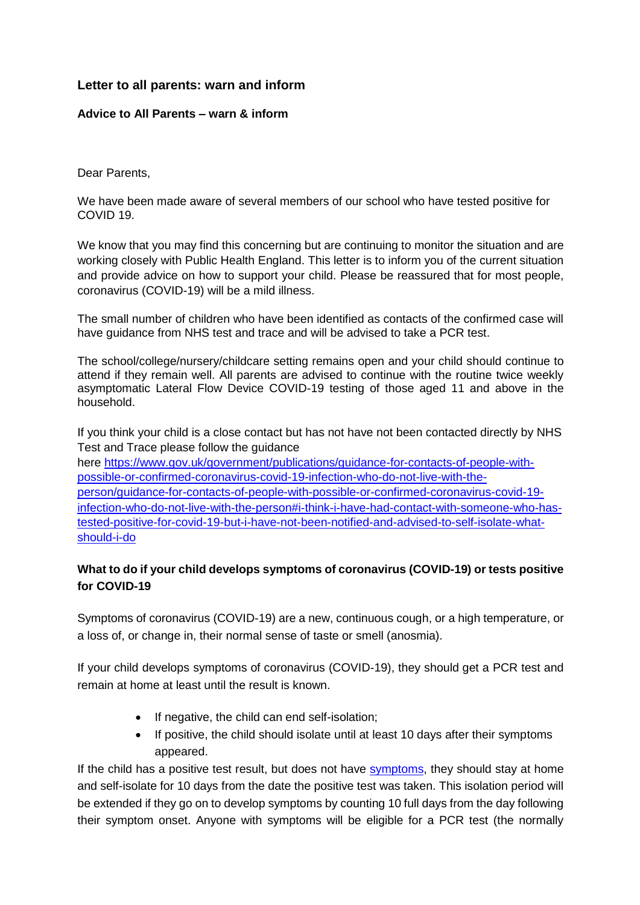## Letter to all parents: warn and inform

**Advice to All Parents – warn & inform**

Dear Parents,

We have been made aware of several members of our school who have tested positive for COVID 19.

We know that you may find this concerning but are continuing to monitor the situation and are working closely with Public Health England. This letter is to inform you of the current situation and provide advice on how to support your child. Please be reassured that for most people, coronavirus (COVID-19) will be a mild illness.

The small number of children who have been identified as contacts of the confirmed case will have guidance from NHS test and trace and will be advised to take a PCR test.

The school/college/nursery/childcare setting remains open and your child should continue to attend if they remain well. All parents are advised to continue with the routine twice weekly asymptomatic Lateral Flow Device COVID-19 testing of those aged 11 and above in the household.

If you think your child is a close contact but has not have not been contacted directly by NHS Test and Trace please follow the guidance here [https://www.gov.uk/government/publications/guidance-for-contacts-of-people-with-possible-or-confirmed-coronavirus-covid-19-infection-who-do-not-live-with-the-person/guidance-for-contacts-of-people-with-possible-or-confirmed-coronavirus-covid-19-infection-who-do-not-live-with-the-person#i-think-i-have-had-contact-with-someone-who-has-tested-positive-for-covid-19-but-i-have-not-been-notified-and-advised-to-self-isolate-what-should-i-do](https://www.gov.uk/government/publications/guidance-for-contacts-of-people-with-possible-or-confirmed-coronavirus-covid-19-infection-who-do-not-live-with-the-person/guidance-for-contacts-of-people-with-possible-or-confirmed-coronavirus-covid-19-infection-who-do-not-live-with-the-person#i-think-i-have-had-contact-with-someone-who-has-tested-positive-for-covid-19-but-i-have-not-been-notified-and-advised-to-self-isolate-what-should-i-do)

### What to do if your child develops symptoms of coronavirus (COVID-19) or tests positive for COVID-19

Symptoms of coronavirus (COVID-19) are a new, continuous cough, or a high temperature, or a loss of, or change in, their normal sense of taste or smell (anosmia).

If your child develops symptoms of coronavirus (COVID-19), they should get a PCR test and remain at home at least until the result is known.

- If negative, the child can end self-isolation;
- If positive, the child should isolate until at least 10 days after their symptoms appeared.

If the child has a positive test result, but does not have symptoms, they should stay at home and self-isolate for 10 days from the date the positive test was taken. This isolation period will be extended if they go on to develop symptoms by counting 10 full days from the day following their symptom onset. Anyone with symptoms will be eligible for a PCR test (the normally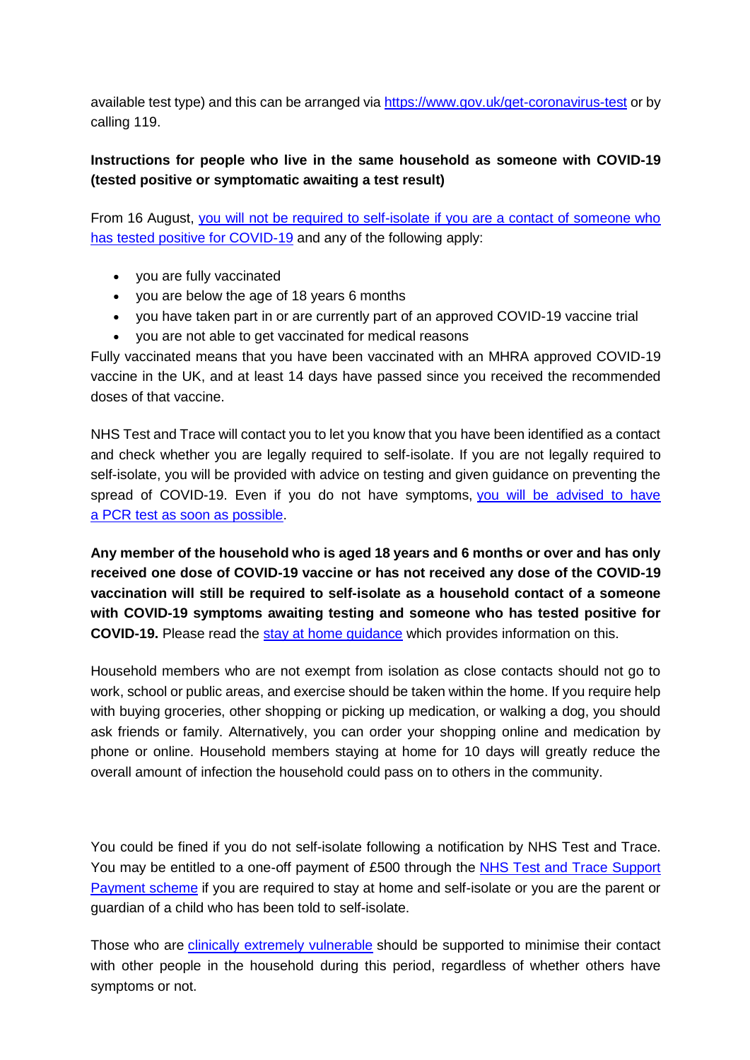available test type) and this can be arranged via https://www.gov.uk/get-coronavirus-test or by calling 119.

**Instructions for people who live in the same household as someone with COVID-19 (tested positive or symptomatic awaiting a test result)**

From 16 August, you will not be required to self-isolate if you are a contact of someone who has tested positive for COVID-19 and any of the following apply:

- you are fully vaccinated
- you are below the age of 18 years 6 months
- you have taken part in or are currently part of an approved COVID-19 vaccine trial
- you are not able to get vaccinated for medical reasons

Fully vaccinated means that you have been vaccinated with an MHRA approved COVID-19 vaccine in the UK, and at least 14 days have passed since you received the recommended doses of that vaccine.

NHS Test and Trace will contact you to let you know that you have been identified as a contact and check whether you are legally required to self-isolate. If you are not legally required to self-isolate, you will be provided with advice on testing and given guidance on preventing the spread of COVID-19. Even if you do not have symptoms, you will be advised to have a PCR test as soon as possible.

**Any member of the household who is aged 18 years and 6 months or over and has only received one dose of COVID-19 vaccine or has not received any dose of the COVID-19 vaccination will still be required to self-isolate as a household contact of a someone with COVID-19 symptoms awaiting testing and someone who has tested positive for COVID-19.** Please read the stay at home guidance which provides information on this.

Household members who are not exempt from isolation as close contacts should not go to work, school or public areas, and exercise should be taken within the home. If you require help with buying groceries, other shopping or picking up medication, or walking a dog, you should ask friends or family. Alternatively, you can order your shopping online and medication by phone or online. Household members staying at home for 10 days will greatly reduce the overall amount of infection the household could pass on to others in the community.

You could be fined if you do not self-isolate following a notification by NHS Test and Trace. You may be entitled to a one-off payment of £500 through the NHS Test and Trace Support Payment scheme if you are required to stay at home and self-isolate or you are the parent or guardian of a child who has been told to self-isolate.

Those who are clinically extremely vulnerable should be supported to minimise their contact with other people in the household during this period, regardless of whether others have symptoms or not.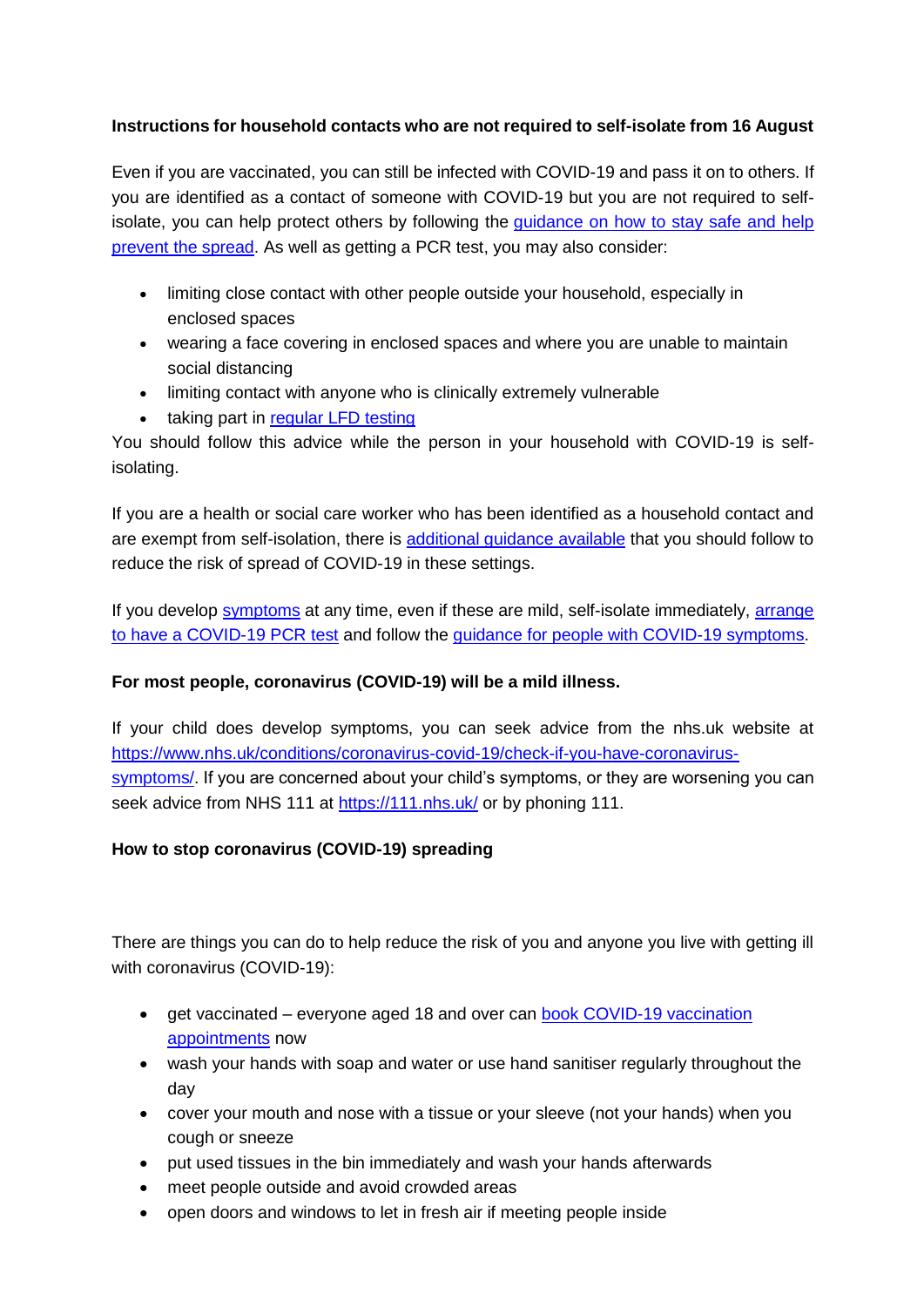**Instructions for household contacts who are not required to self-isolate from 16 August**

Even if you are vaccinated, you can still be infected with COVID-19 and pass it on to others. If you are identified as a contact of someone with COVID-19 but you are not required to self-isolate, you can help protect others by following the guidance on how to stay safe and help prevent the spread. As well as getting a PCR test, you may also consider:

- limiting close contact with other people outside your household, especially in enclosed spaces
- wearing a face covering in enclosed spaces and where you are unable to maintain social distancing
- limiting contact with anyone who is clinically extremely vulnerable
- taking part in regular LFD testing

You should follow this advice while the person in your household with COVID-19 is self-isolating.

If you are a health or social care worker who has been identified as a household contact and are exempt from self-isolation, there is additional guidance available that you should follow to reduce the risk of spread of COVID-19 in these settings.

If you develop symptoms at any time, even if these are mild, self-isolate immediately, arrange to have a COVID-19 PCR test and follow the guidance for people with COVID-19 symptoms.

**For most people, coronavirus (COVID-19) will be a mild illness.**

If your child does develop symptoms, you can seek advice from the nhs.uk website at https://www.nhs.uk/conditions/coronavirus-covid-19/check-if-you-have-coronavirus-symptoms/. If you are concerned about your child's symptoms, or they are worsening you can seek advice from NHS 111 at https://111.nhs.uk/ or by phoning 111.

**How to stop coronavirus (COVID-19) spreading**

There are things you can do to help reduce the risk of you and anyone you live with getting ill with coronavirus (COVID-19):

- get vaccinated – everyone aged 18 and over can book COVID-19 vaccination appointments now
- wash your hands with soap and water or use hand sanitiser regularly throughout the day
- cover your mouth and nose with a tissue or your sleeve (not your hands) when you cough or sneeze
- put used tissues in the bin immediately and wash your hands afterwards
- meet people outside and avoid crowded areas
- open doors and windows to let in fresh air if meeting people inside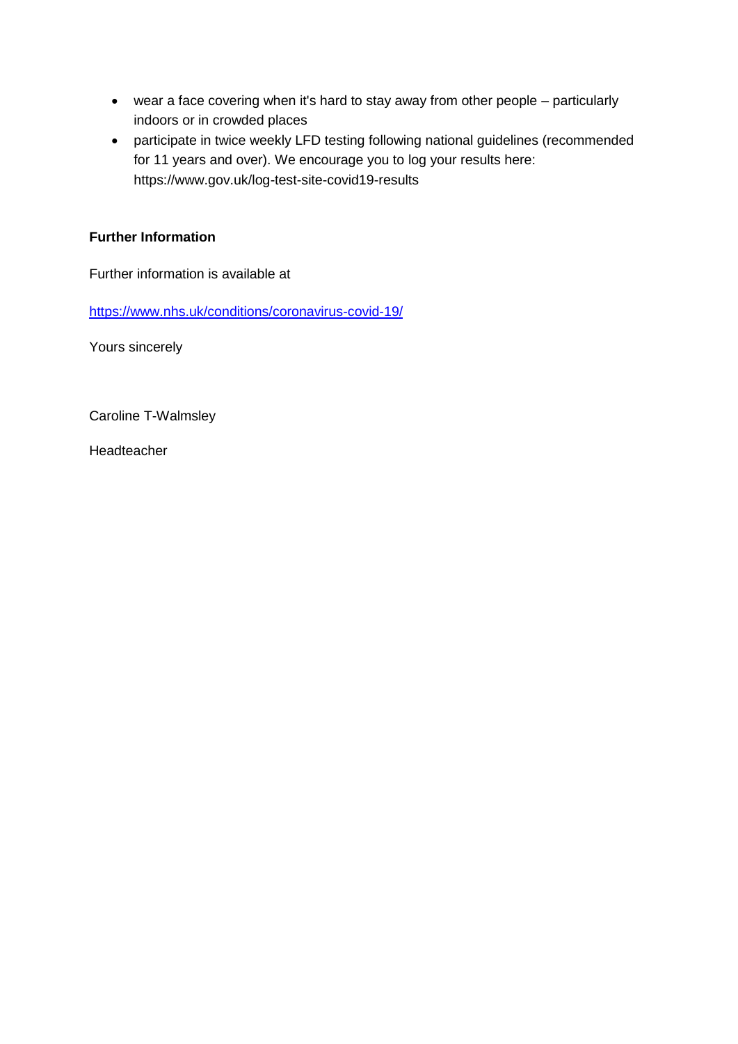- wear a face covering when it's hard to stay away from other people – particularly indoors or in crowded places
- participate in twice weekly LFD testing following national guidelines (recommended for 11 years and over). We encourage you to log your results here: https://www.gov.uk/log-test-site-covid19-results

**Further Information**

Further information is available at

https://www.nhs.uk/conditions/coronavirus-covid-19/

Yours sincerely

Caroline T-Walmsley

Headteacher